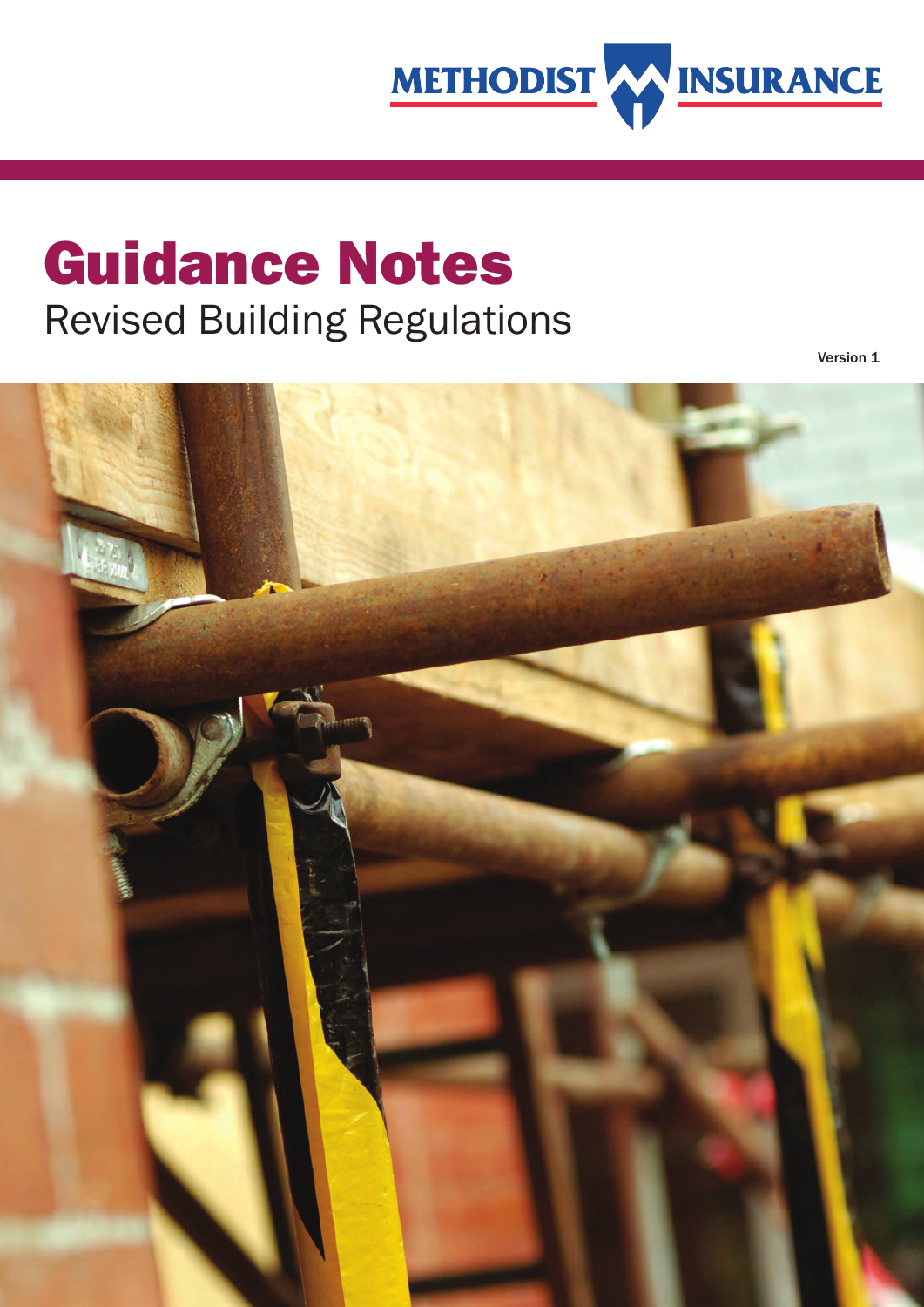METHODIST INSURANCE

# Guidance Notes

## Revised Building Regulations

Version 1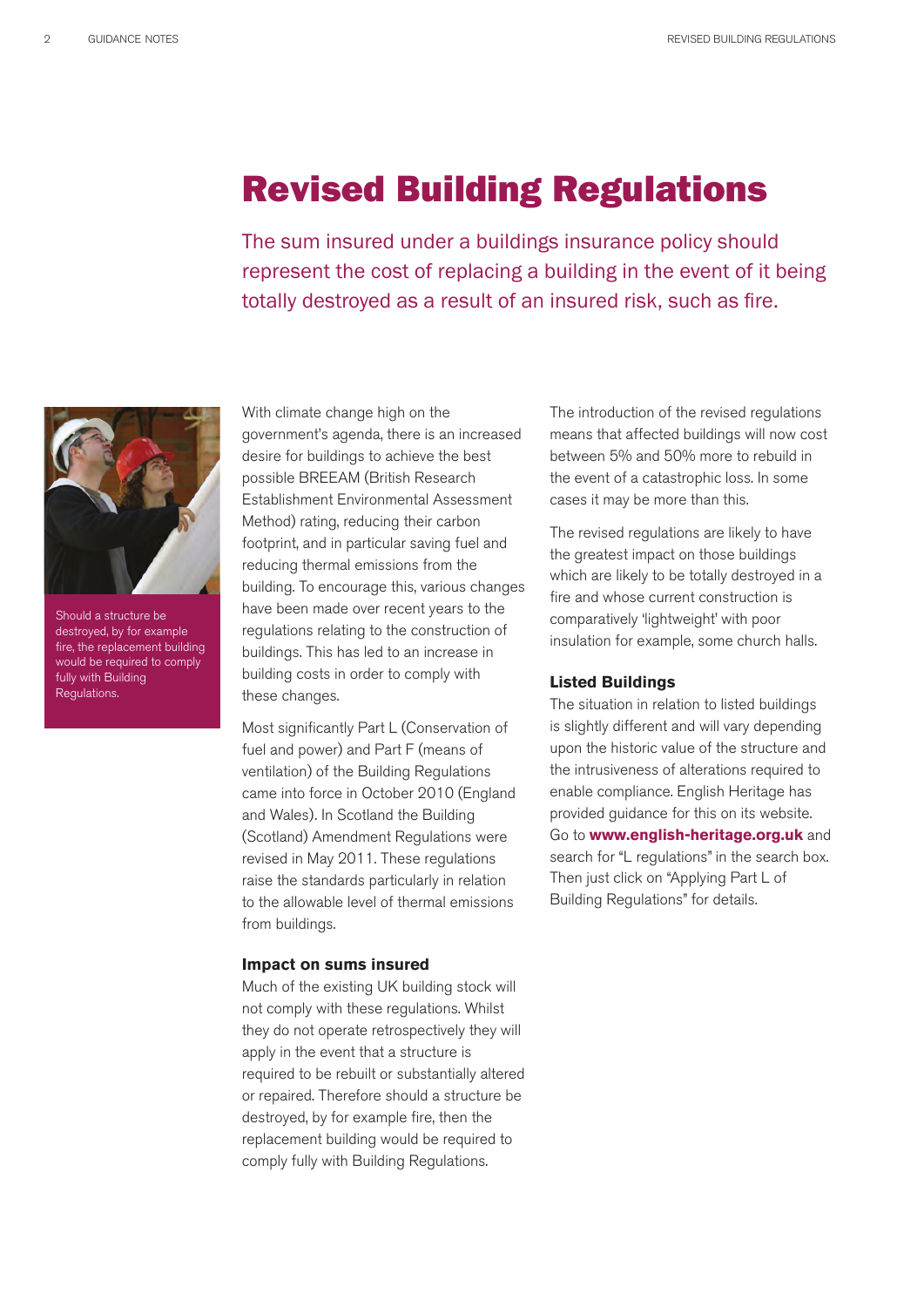# Revised Building Regulations

The sum insured under a buildings insurance policy should represent the cost of replacing a building in the event of it being totally destroyed as a result of an insured risk, such as fire.

Should a structure be destroyed, by for example fire, the replacement building would be required to comply fully with Building Regulations.

With climate change high on the government's agenda, there is an increased desire for buildings to achieve the best possible BREEAM (British Research Establishment Environmental Assessment Method) rating, reducing their carbon footprint, and in particular saving fuel and reducing thermal emissions from the building. To encourage this, various changes have been made over recent years to the regulations relating to the construction of buildings. This has led to an increase in building costs in order to comply with these changes.

Most significantly Part L (Conservation of fuel and power) and Part F (means of ventilation) of the Building Regulations came into force in October 2010 (England and Wales). In Scotland the Building (Scotland) Amendment Regulations were revised in May 2011. These regulations raise the standards particularly in relation to the allowable level of thermal emissions from buildings.

### Impact on sums insured

Much of the existing UK building stock will not comply with these regulations. Whilst they do not operate retrospectively they will apply in the event that a structure is required to be rebuilt or substantially altered or repaired. Therefore should a structure be destroyed, by for example fire, then the replacement building would be required to comply fully with Building Regulations.

The introduction of the revised regulations means that affected buildings will now cost between 5% and 50% more to rebuild in the event of a catastrophic loss. In some cases it may be more than this.

The revised regulations are likely to have the greatest impact on those buildings which are likely to be totally destroyed in a fire and whose current construction is comparatively 'lightweight' with poor insulation for example, some church halls.

### Listed Buildings

The situation in relation to listed buildings is slightly different and will vary depending upon the historic value of the structure and the intrusiveness of alterations required to enable compliance. English Heritage has provided guidance for this on its website. Go to **www.english-heritage.org.uk** and search for "L regulations" in the search box. Then just click on "Applying Part L of Building Regulations" for details.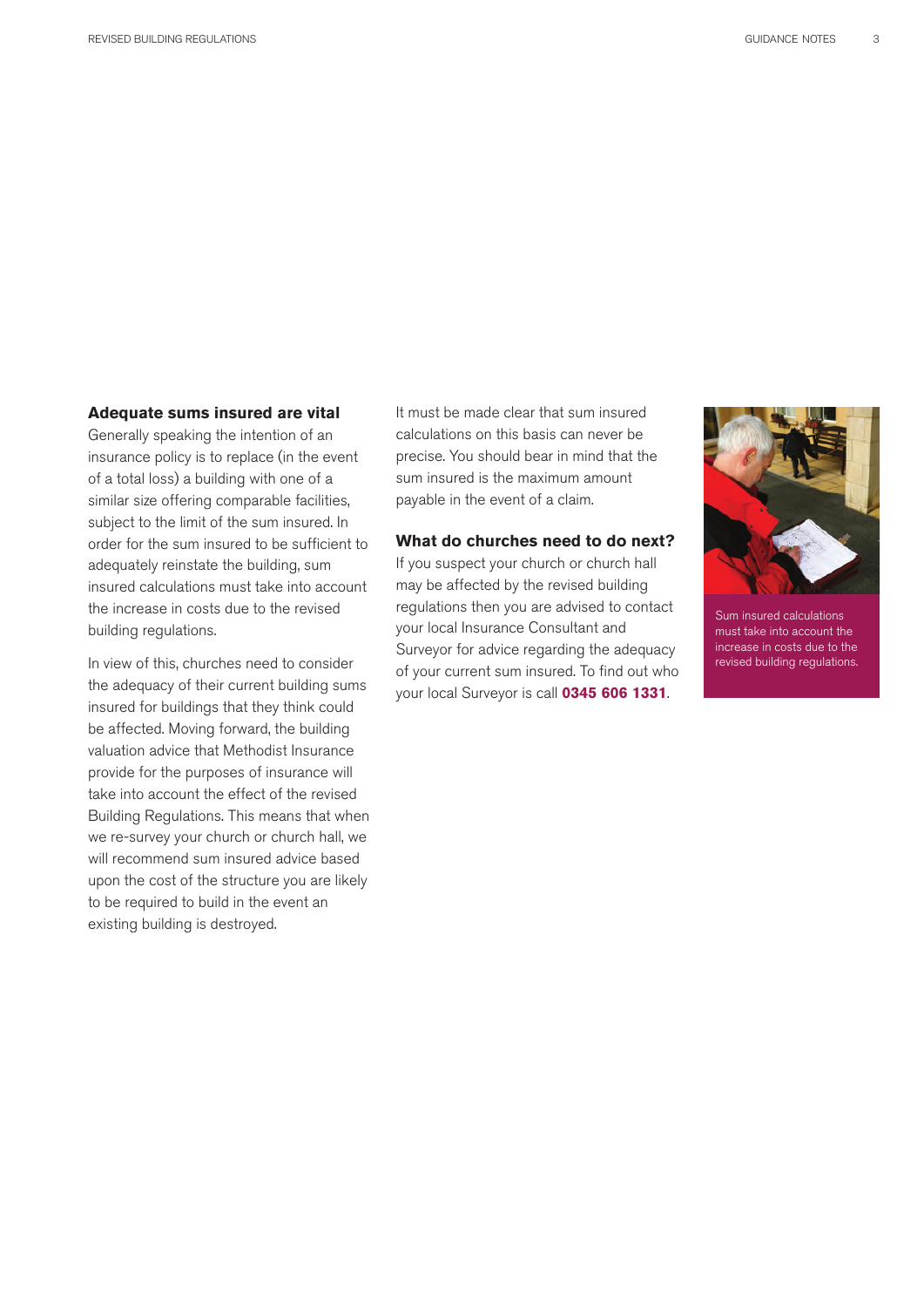### Adequate sums insured are vital

Generally speaking the intention of an insurance policy is to replace (in the event of a total loss) a building with one of a similar size offering comparable facilities, subject to the limit of the sum insured. In order for the sum insured to be sufficient to adequately reinstate the building, sum insured calculations must take into account the increase in costs due to the revised building regulations.

In view of this, churches need to consider the adequacy of their current building sums insured for buildings that they think could be affected. Moving forward, the building valuation advice that Methodist Insurance provide for the purposes of insurance will take into account the effect of the revised Building Regulations. This means that when we re-survey your church or church hall, we will recommend sum insured advice based upon the cost of the structure you are likely to be required to build in the event an existing building is destroyed.

It must be made clear that sum insured calculations on this basis can never be precise. You should bear in mind that the sum insured is the maximum amount payable in the event of a claim.

### What do churches need to do next?

If you suspect your church or church hall may be affected by the revised building regulations then you are advised to contact your local Insurance Consultant and Surveyor for advice regarding the adequacy of your current sum insured. To find out who your local Surveyor is call **0345 606 1331**.

Sum insured calculations must take into account the increase in costs due to the revised building regulations.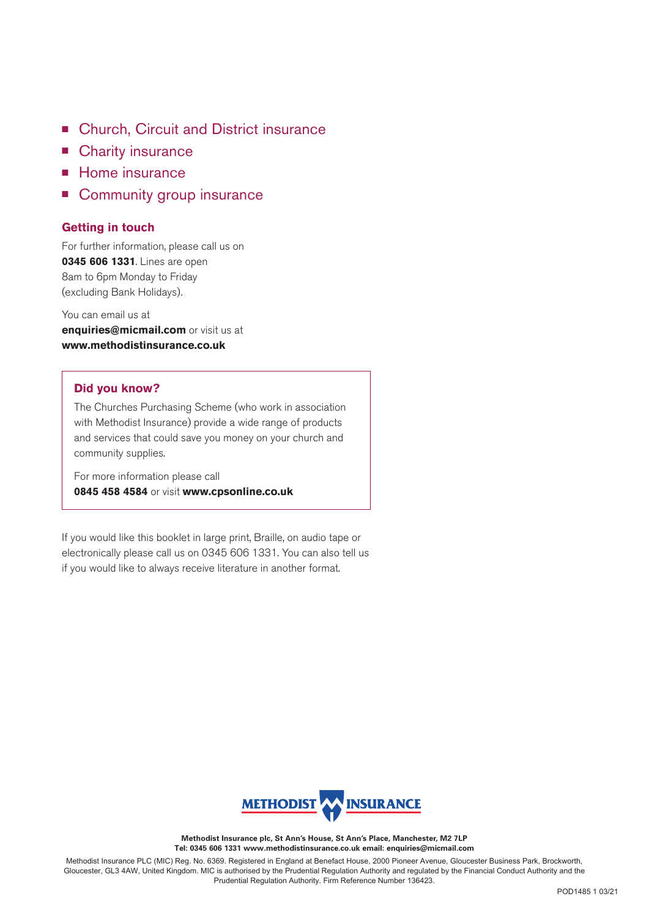- Church, Circuit and District insurance
- Charity insurance
- Home insurance
- Community group insurance

### Getting in touch

For further information, please call us on **0345 606 1331**. Lines are open 8am to 6pm Monday to Friday (excluding Bank Holidays).

You can email us at **enquiries@micmail.com** or visit us at **www.methodistinsurance.co.uk**

### Did you know?

The Churches Purchasing Scheme (who work in association with Methodist Insurance) provide a wide range of products and services that could save you money on your church and community supplies.

For more information please call **0845 458 4584** or visit **www.cpsonline.co.uk**

If you would like this booklet in large print, Braille, on audio tape or electronically please call us on 0345 606 1331. You can also tell us if you would like to always receive literature in another format.

METHODIST INSURANCE

**Methodist Insurance plc, St Ann's House, St Ann's Place, Manchester, M2 7LP**
**Tel: 0345 606 1331 www.methodistinsurance.co.uk email: enquiries@micmail.com**

Methodist Insurance PLC (MIC) Reg. No. 6369. Registered in England at Benefact House, 2000 Pioneer Avenue, Gloucester Business Park, Brockworth, Gloucester, GL3 4AW, United Kingdom. MIC is authorised by the Prudential Regulation Authority and regulated by the Financial Conduct Authority and the Prudential Regulation Authority. Firm Reference Number 136423.

POD1485 1 03/21